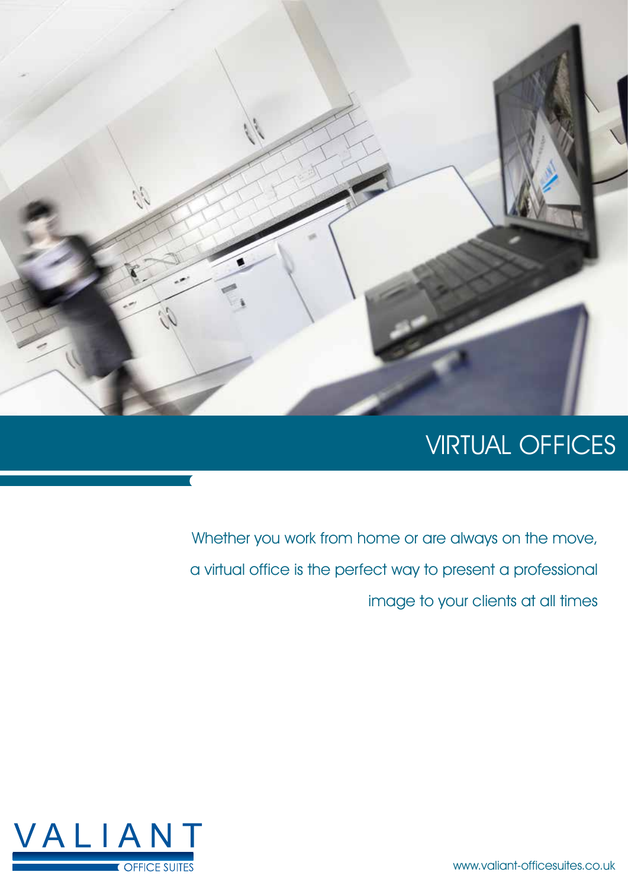# VIRTUAL OFFICES

Whether you work from home or are always on the move, a virtual office is the perfect way to present a professional image to your clients at all times

VALIANT
OFFICE SUITES

www.valiant-officesuites.co.uk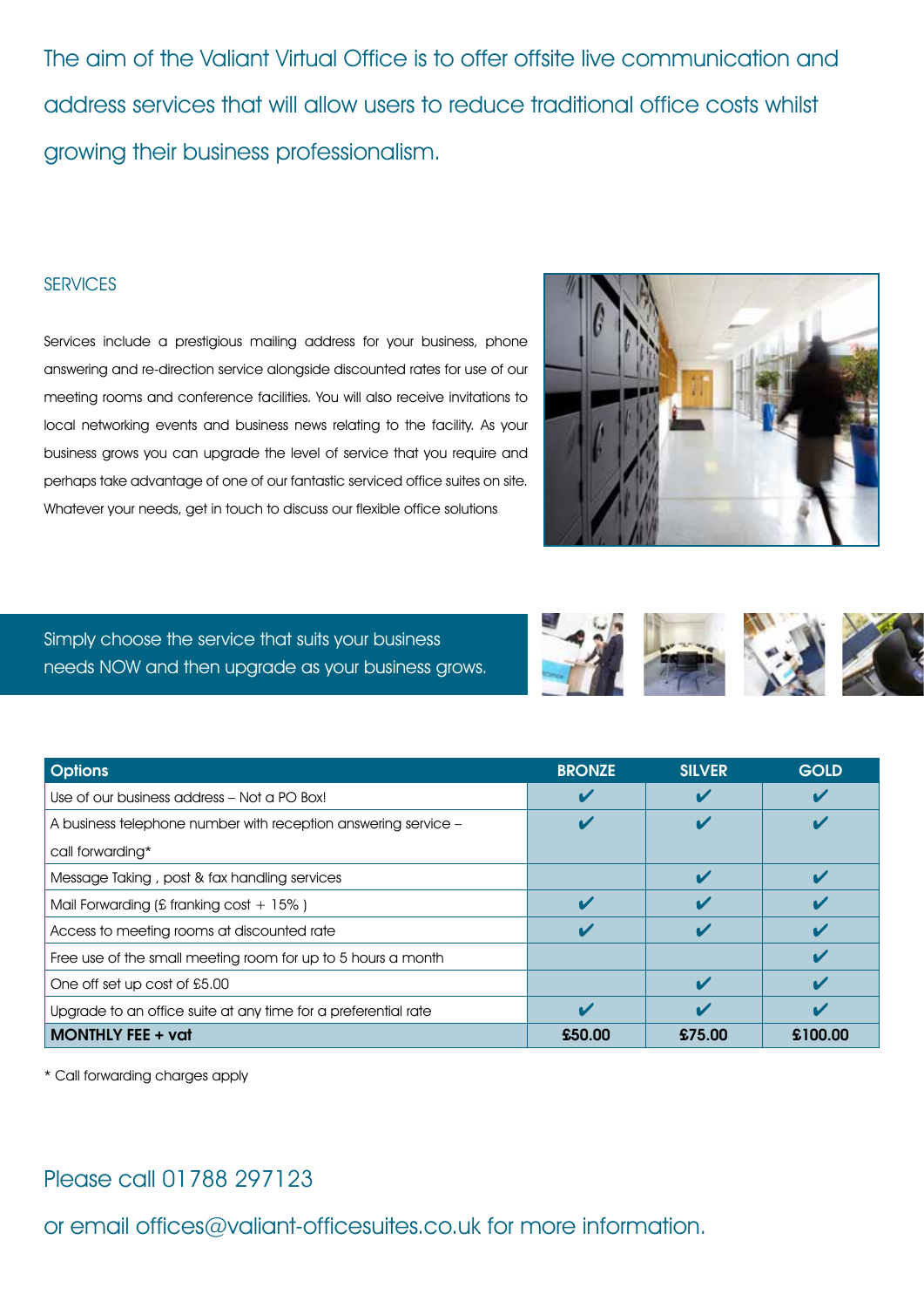The aim of the Valiant Virtual Office is to offer offsite live communication and address services that will allow users to reduce traditional office costs whilst growing their business professionalism.

## SERVICES

Services include a prestigious mailing address for your business, phone answering and re-direction service alongside discounted rates for use of our meeting rooms and conference facilities. You will also receive invitations to local networking events and business news relating to the facility. As your business grows you can upgrade the level of service that you require and perhaps take advantage of one of our fantastic serviced office suites on site. Whatever your needs, get in touch to discuss our flexible office solutions

Simply choose the service that suits your business needs NOW and then upgrade as your business grows.

| Options | BRONZE | SILVER | GOLD |
|---|---|---|---|
| Use of our business address – Not a PO Box! | ✔ | ✔ | ✔ |
| A business telephone number with reception answering service – call forwarding* | ✔ | ✔ | ✔ |
| Message Taking , post & fax handling services | | ✔ | ✔ |
| Mail Forwarding (£ franking cost + 15% ) | ✔ | ✔ | ✔ |
| Access to meeting rooms at discounted rate | ✔ | ✔ | ✔ |
| Free use of the small meeting room for up to 5 hours a month | | | ✔ |
| One off set up cost of £5.00 | | ✔ | ✔ |
| Upgrade to an office suite at any time for a preferential rate | ✔ | ✔ | ✔ |
| **MONTHLY FEE + vat** | **£50.00** | **£75.00** | **£100.00** |

\* Call forwarding charges apply

Please call 01788 297123

or email offices@valiant-officesuites.co.uk for more information.